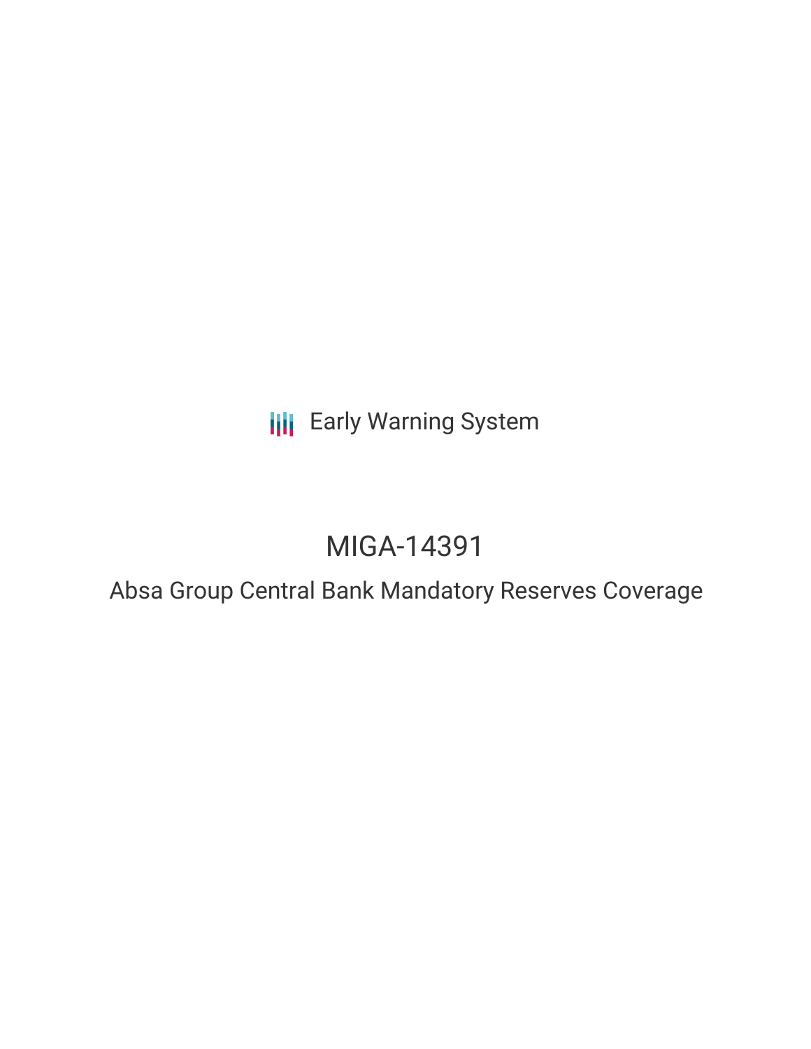Early Warning System

# MIGA-14391

## Absa Group Central Bank Mandatory Reserves Coverage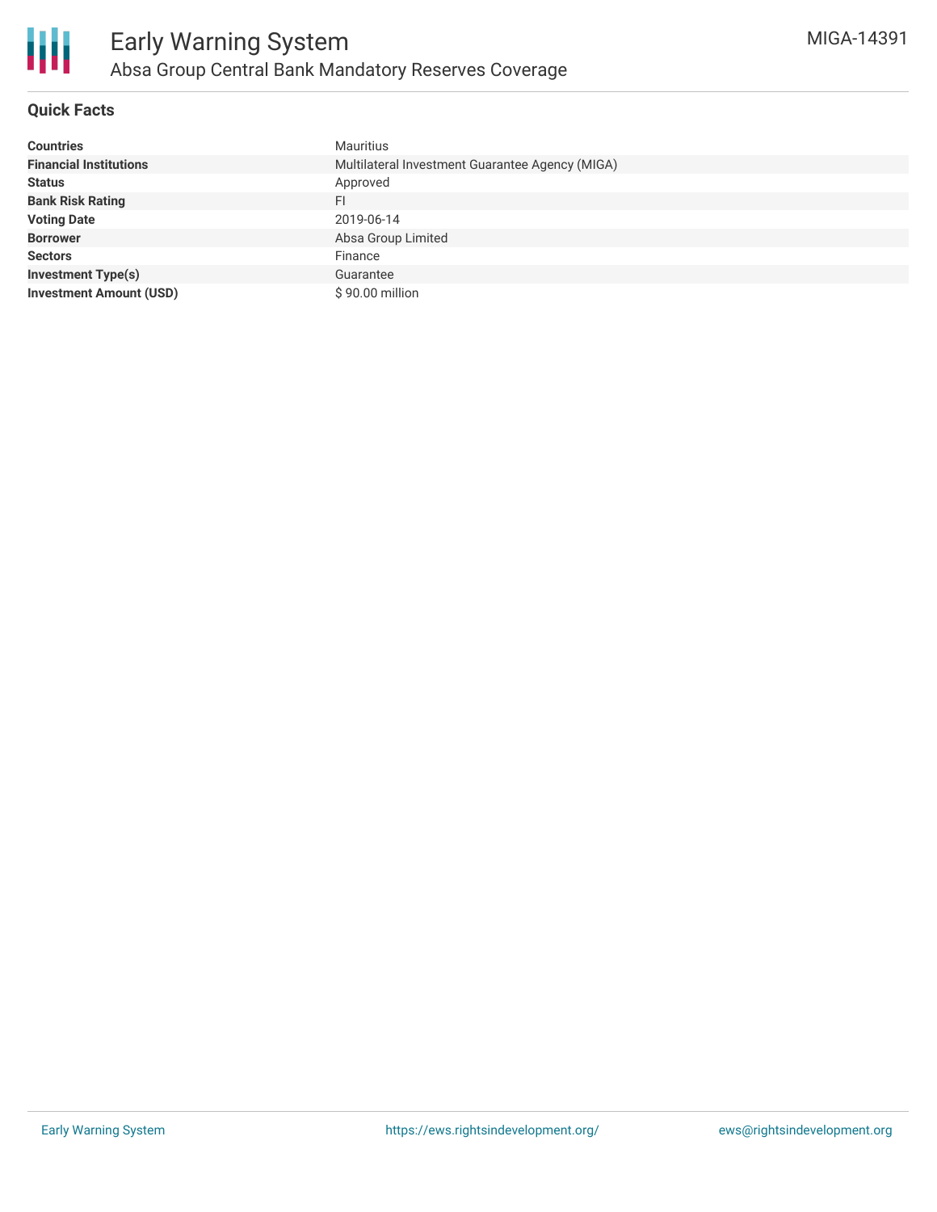# Early Warning System

## Absa Group Central Bank Mandatory Reserves Coverage

MIGA-14391

### Quick Facts

| | |
|---|---|
| **Countries** | Mauritius |
| **Financial Institutions** | Multilateral Investment Guarantee Agency (MIGA) |
| **Status** | Approved |
| **Bank Risk Rating** | FI |
| **Voting Date** | 2019-06-14 |
| **Borrower** | Absa Group Limited |
| **Sectors** | Finance |
| **Investment Type(s)** | Guarantee |
| **Investment Amount (USD)** | $ 90.00 million |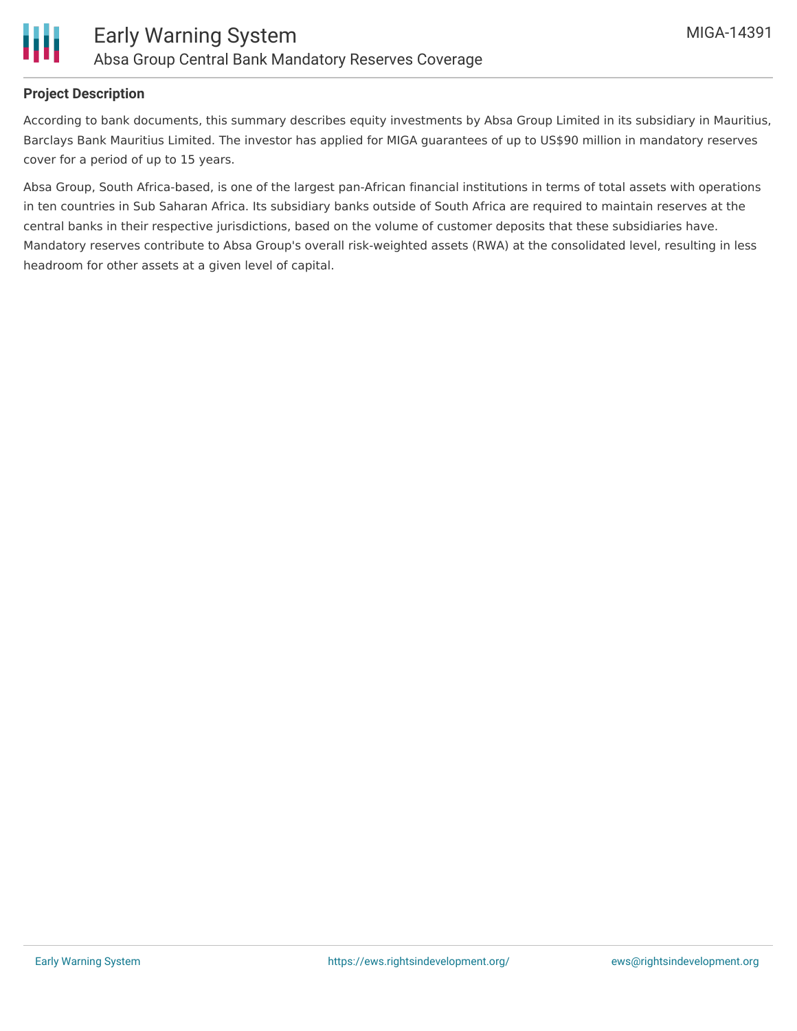## Project Description

According to bank documents, this summary describes equity investments by Absa Group Limited in its subsidiary in Mauritius, Barclays Bank Mauritius Limited. The investor has applied for MIGA guarantees of up to US$90 million in mandatory reserves cover for a period of up to 15 years.

Absa Group, South Africa-based, is one of the largest pan-African financial institutions in terms of total assets with operations in ten countries in Sub Saharan Africa. Its subsidiary banks outside of South Africa are required to maintain reserves at the central banks in their respective jurisdictions, based on the volume of customer deposits that these subsidiaries have. Mandatory reserves contribute to Absa Group's overall risk-weighted assets (RWA) at the consolidated level, resulting in less headroom for other assets at a given level of capital.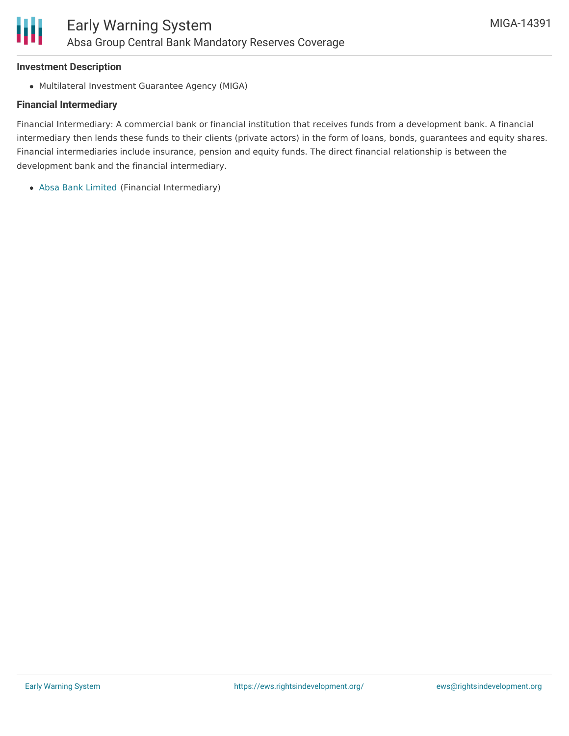### Investment Description

- Multilateral Investment Guarantee Agency (MIGA)

### Financial Intermediary

Financial Intermediary: A commercial bank or financial institution that receives funds from a development bank. A financial intermediary then lends these funds to their clients (private actors) in the form of loans, bonds, guarantees and equity shares. Financial intermediaries include insurance, pension and equity funds. The direct financial relationship is between the development bank and the financial intermediary.

- Absa Bank Limited (Financial Intermediary)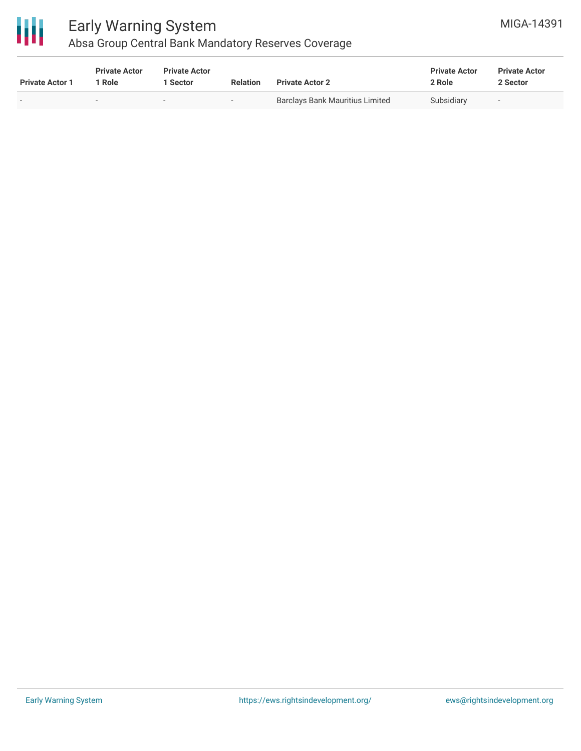| Private Actor 1 | Private Actor 1 Role | Private Actor 1 Sector | Relation | Private Actor 2 | Private Actor 2 Role | Private Actor 2 Sector |
|---|---|---|---|---|---|---|
| - | - | - | - | Barclays Bank Mauritius Limited | Subsidiary | - |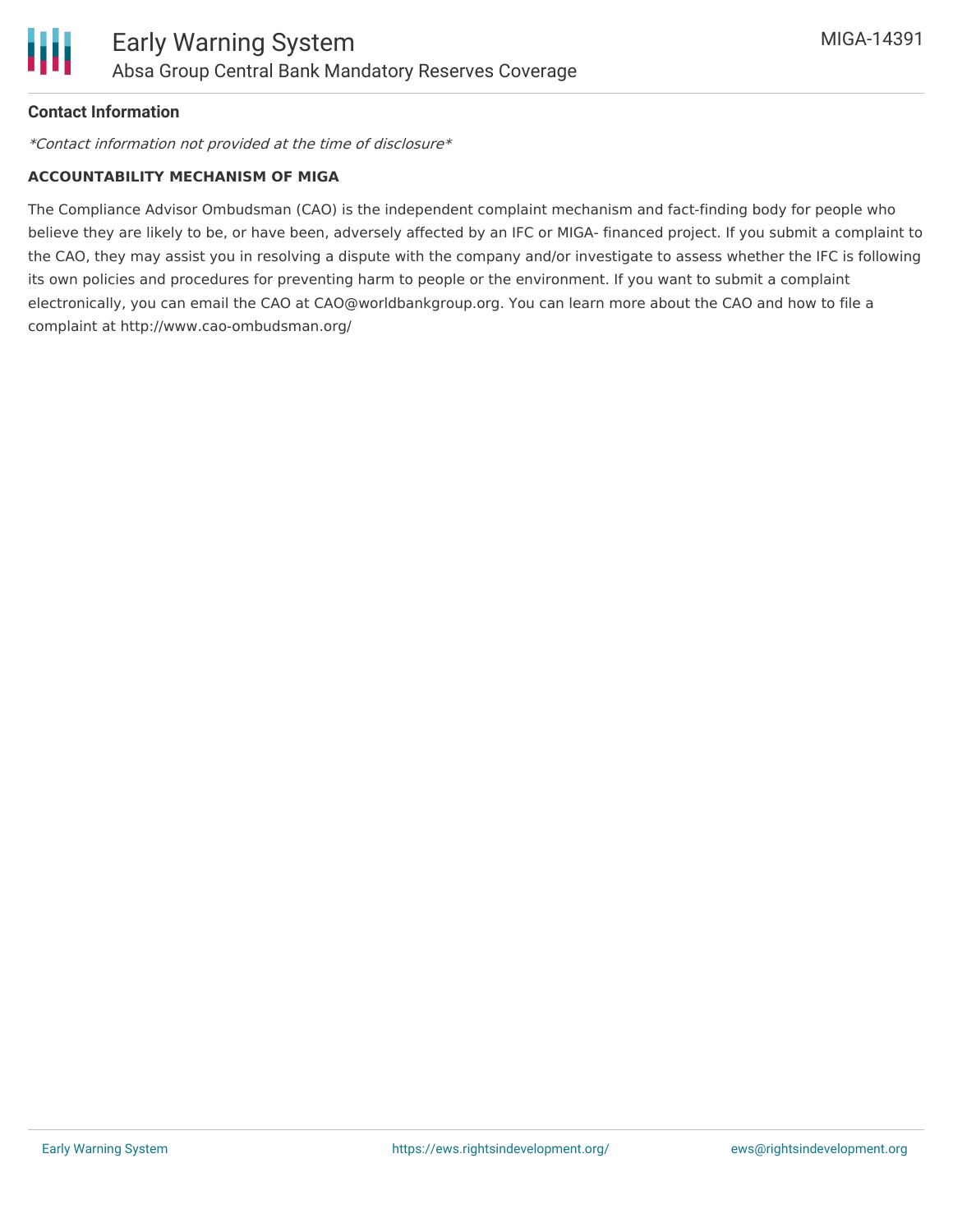**Contact Information**

*Contact information not provided at the time of disclosure*

**ACCOUNTABILITY MECHANISM OF MIGA**

The Compliance Advisor Ombudsman (CAO) is the independent complaint mechanism and fact-finding body for people who believe they are likely to be, or have been, adversely affected by an IFC or MIGA- financed project. If you submit a complaint to the CAO, they may assist you in resolving a dispute with the company and/or investigate to assess whether the IFC is following its own policies and procedures for preventing harm to people or the environment. If you want to submit a complaint electronically, you can email the CAO at CAO@worldbankgroup.org. You can learn more about the CAO and how to file a complaint at http://www.cao-ombudsman.org/